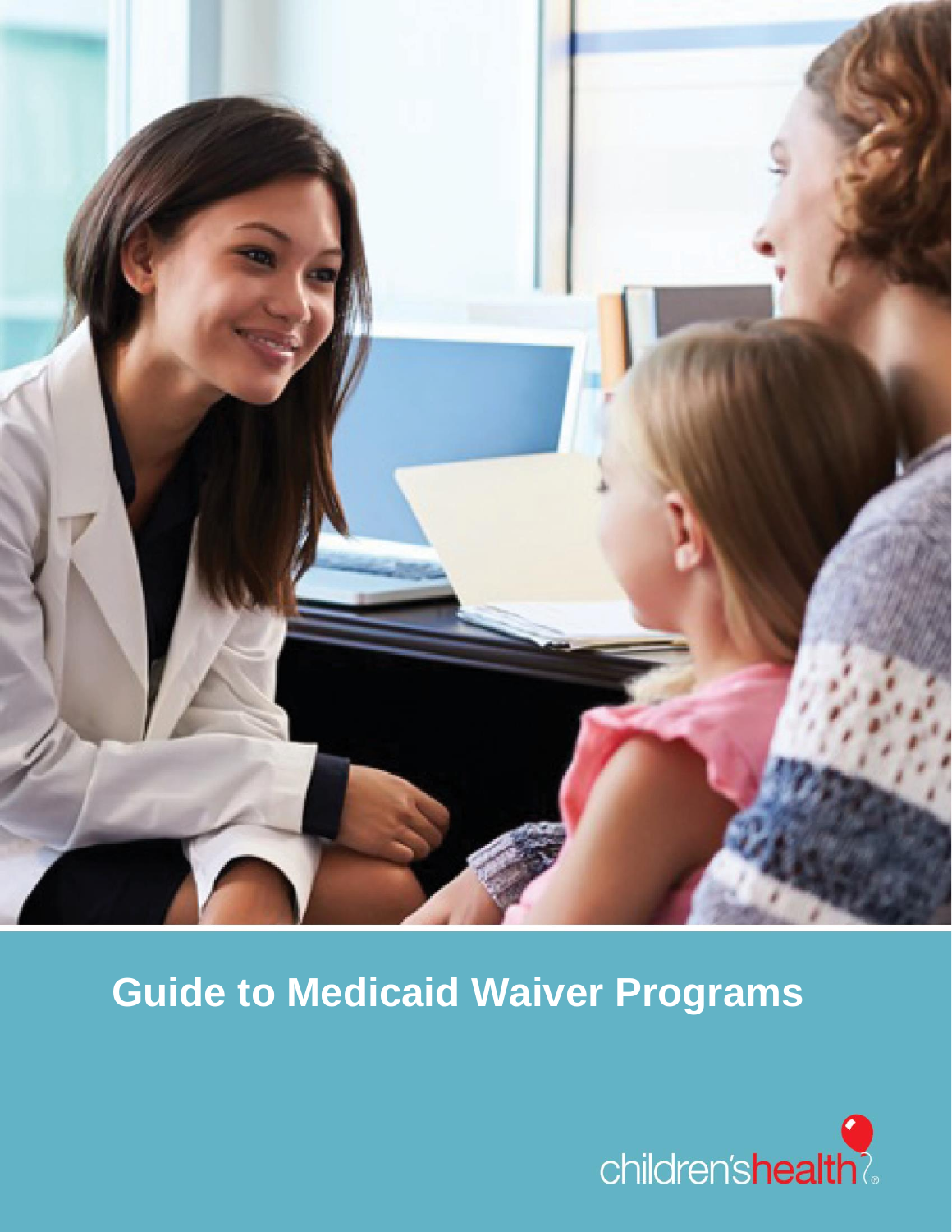# Guide to Medicaid Waiver Programs

children'shealth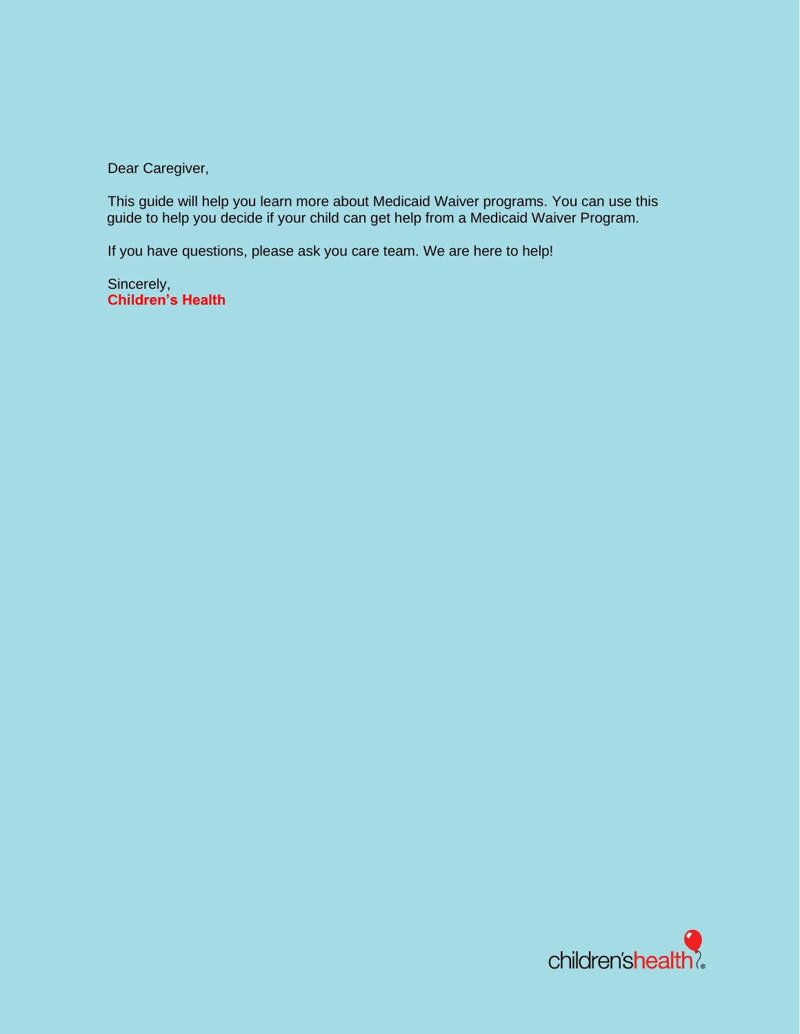Dear Caregiver,

This guide will help you learn more about Medicaid Waiver programs. You can use this guide to help you decide if your child can get help from a Medicaid Waiver Program.

If you have questions, please ask you care team. We are here to help!

Sincerely,
**Children's Health**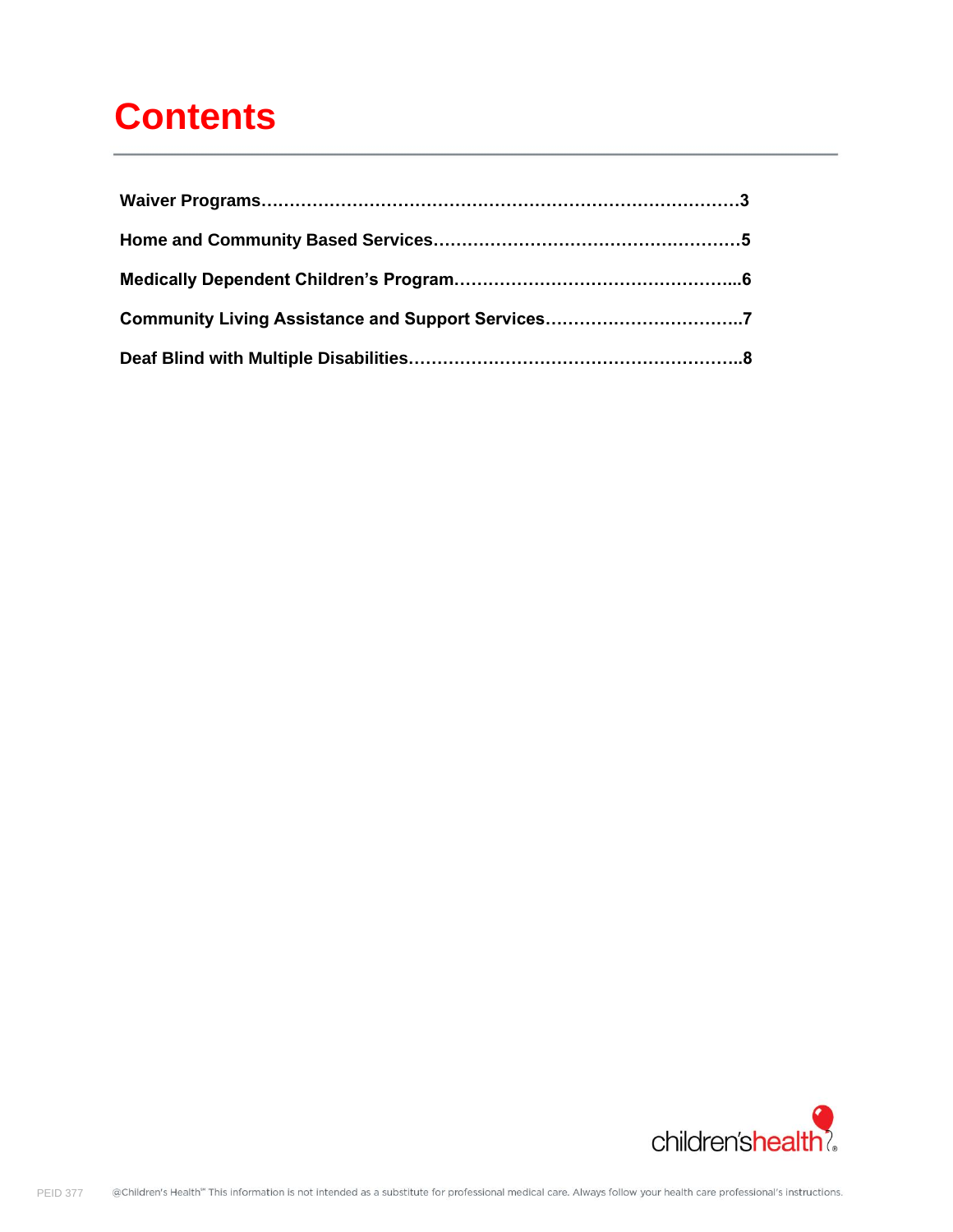# Contents

**Waiver Programs……………………………………………………………………………3**

**Home and Community Based Services………………………………………………5**

**Medically Dependent Children's Program…………………………………………...6**

**Community Living Assistance and Support Services……………………………..7**

**Deaf Blind with Multiple Disabilities…………………………………………………..8**

@Children's Health℠ This information is not intended as a substitute for professional medical care. Always follow your health care professional's instructions.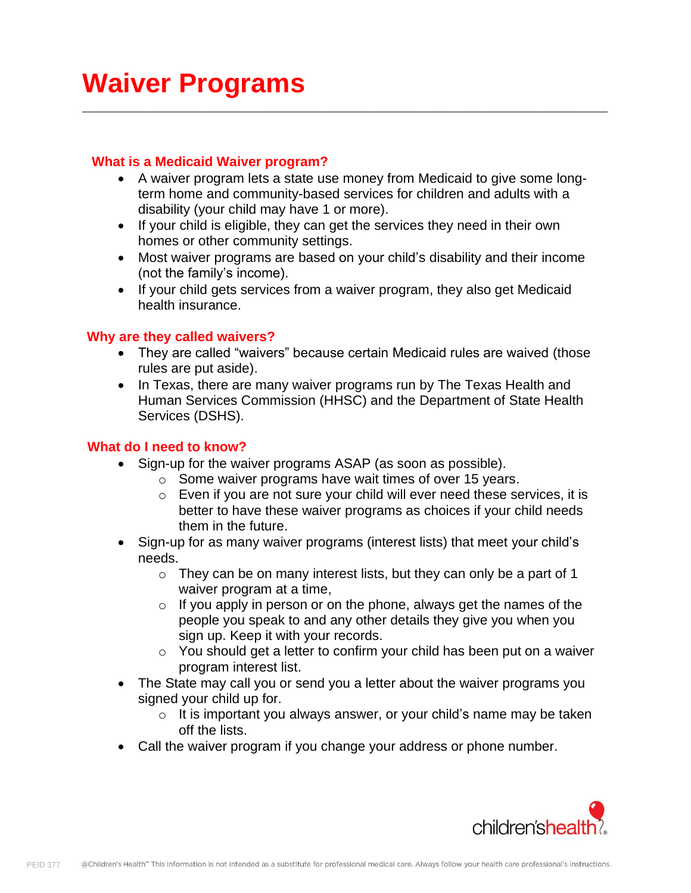# Waiver Programs

## What is a Medicaid Waiver program?

- A waiver program lets a state use money from Medicaid to give some long-term home and community-based services for children and adults with a disability (your child may have 1 or more).
- If your child is eligible, they can get the services they need in their own homes or other community settings.
- Most waiver programs are based on your child's disability and their income (not the family's income).
- If your child gets services from a waiver program, they also get Medicaid health insurance.

## Why are they called waivers?

- They are called "waivers" because certain Medicaid rules are waived (those rules are put aside).
- In Texas, there are many waiver programs run by The Texas Health and Human Services Commission (HHSC) and the Department of State Health Services (DSHS).

## What do I need to know?

- Sign-up for the waiver programs ASAP (as soon as possible).
  - Some waiver programs have wait times of over 15 years.
  - Even if you are not sure your child will ever need these services, it is better to have these waiver programs as choices if your child needs them in the future.
- Sign-up for as many waiver programs (interest lists) that meet your child's needs.
  - They can be on many interest lists, but they can only be a part of 1 waiver program at a time,
  - If you apply in person or on the phone, always get the names of the people you speak to and any other details they give you when you sign up. Keep it with your records.
  - You should get a letter to confirm your child has been put on a waiver program interest list.
- The State may call you or send you a letter about the waiver programs you signed your child up for.
  - It is important you always answer, or your child's name may be taken off the lists.
- Call the waiver program if you change your address or phone number.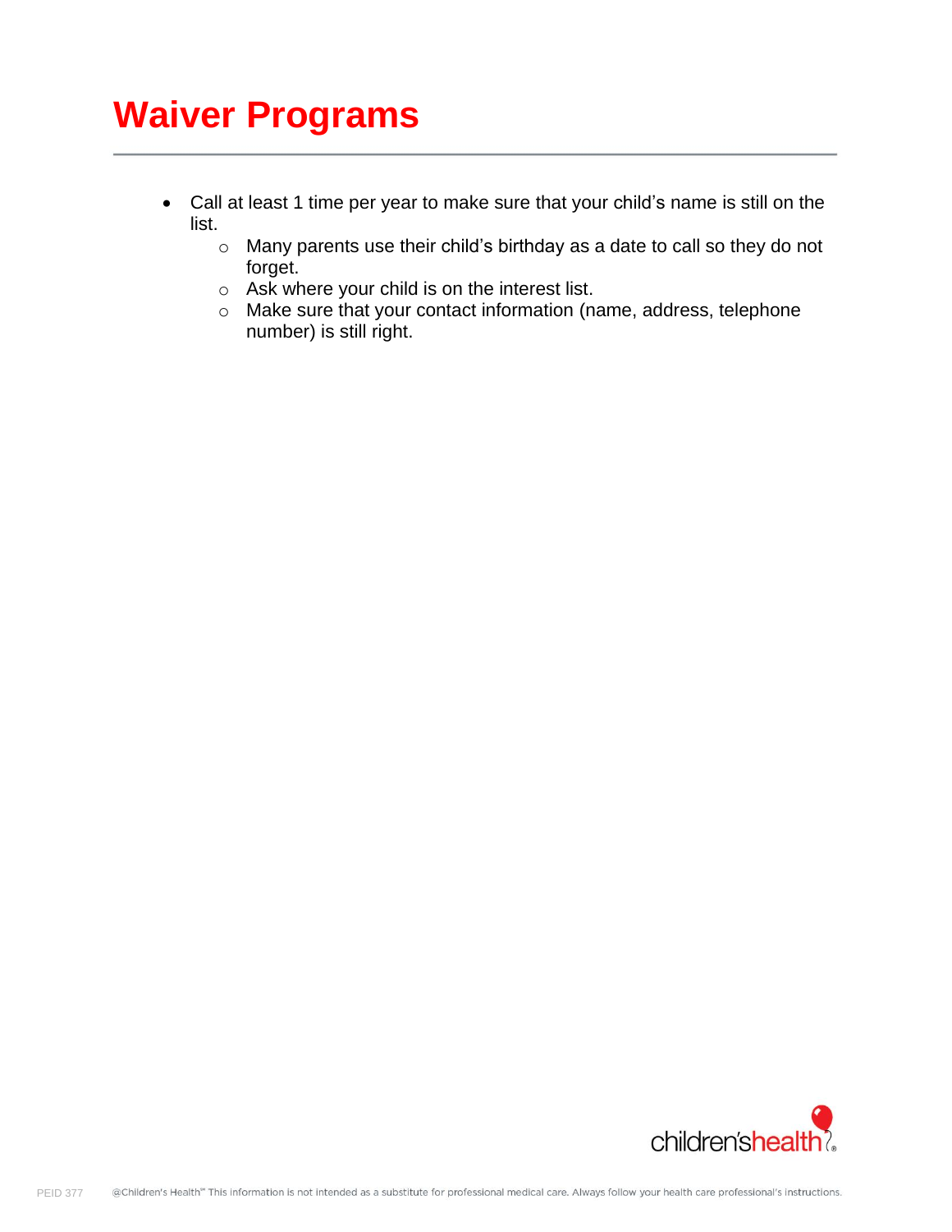# Waiver Programs

- Call at least 1 time per year to make sure that your child's name is still on the list.
    - Many parents use their child's birthday as a date to call so they do not forget.
    - Ask where your child is on the interest list.
    - Make sure that your contact information (name, address, telephone number) is still right.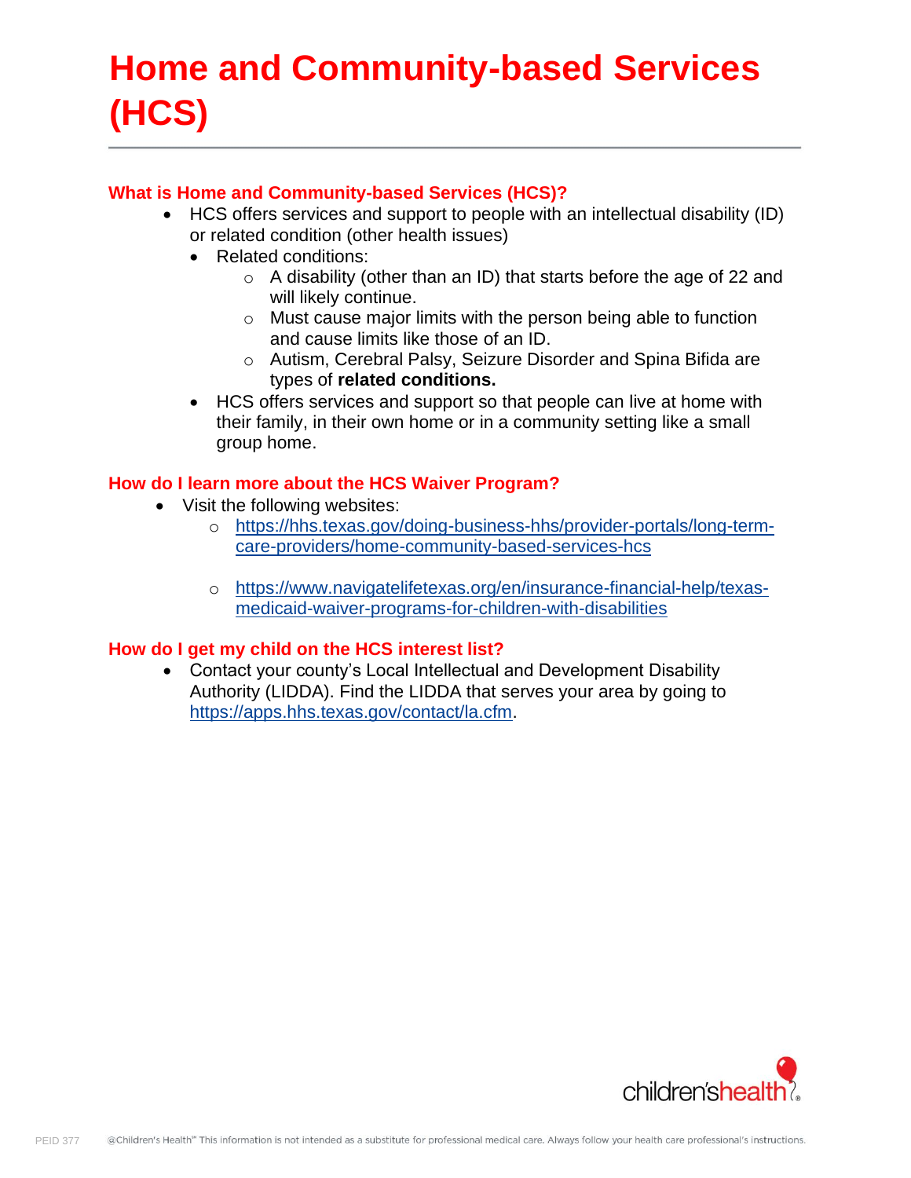# Home and Community-based Services (HCS)

## What is Home and Community-based Services (HCS)?

- HCS offers services and support to people with an intellectual disability (ID) or related condition (other health issues)
  - Related conditions:
    - A disability (other than an ID) that starts before the age of 22 and will likely continue.
    - Must cause major limits with the person being able to function and cause limits like those of an ID.
    - Autism, Cerebral Palsy, Seizure Disorder and Spina Bifida are types of **related conditions.**
  - HCS offers services and support so that people can live at home with their family, in their own home or in a community setting like a small group home.

## How do I learn more about the HCS Waiver Program?

- Visit the following websites:
  - https://hhs.texas.gov/doing-business-hhs/provider-portals/long-term-care-providers/home-community-based-services-hcs
  - https://www.navigatelifetexas.org/en/insurance-financial-help/texas-medicaid-waiver-programs-for-children-with-disabilities

## How do I get my child on the HCS interest list?

- Contact your county's Local Intellectual and Development Disability Authority (LIDDA). Find the LIDDA that serves your area by going to https://apps.hhs.texas.gov/contact/la.cfm.

PEID 377

@Children's Health℠ This information is not intended as a substitute for professional medical care. Always follow your health care professional's instructions.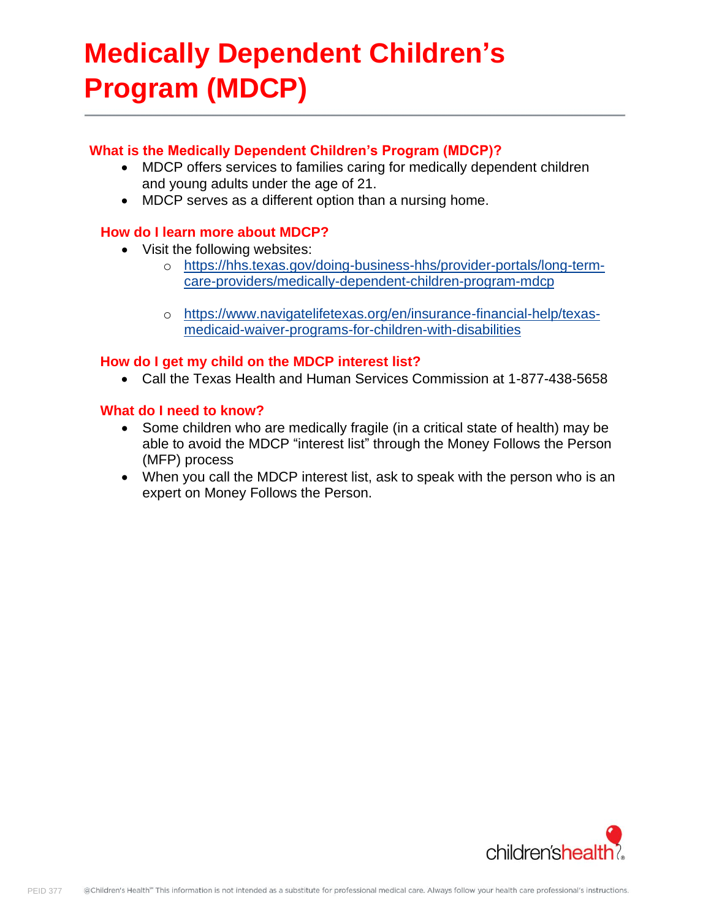# Medically Dependent Children's Program (MDCP)

## What is the Medically Dependent Children's Program (MDCP)?

- MDCP offers services to families caring for medically dependent children and young adults under the age of 21.
- MDCP serves as a different option than a nursing home.

## How do I learn more about MDCP?

- Visit the following websites:
    - https://hhs.texas.gov/doing-business-hhs/provider-portals/long-term-care-providers/medically-dependent-children-program-mdcp
    - https://www.navigatelifetexas.org/en/insurance-financial-help/texas-medicaid-waiver-programs-for-children-with-disabilities

## How do I get my child on the MDCP interest list?

- Call the Texas Health and Human Services Commission at 1-877-438-5658

## What do I need to know?

- Some children who are medically fragile (in a critical state of health) may be able to avoid the MDCP "interest list" through the Money Follows the Person (MFP) process
- When you call the MDCP interest list, ask to speak with the person who is an expert on Money Follows the Person.

PEID 377 @Children's Health℠ This information is not intended as a substitute for professional medical care. Always follow your health care professional's instructions.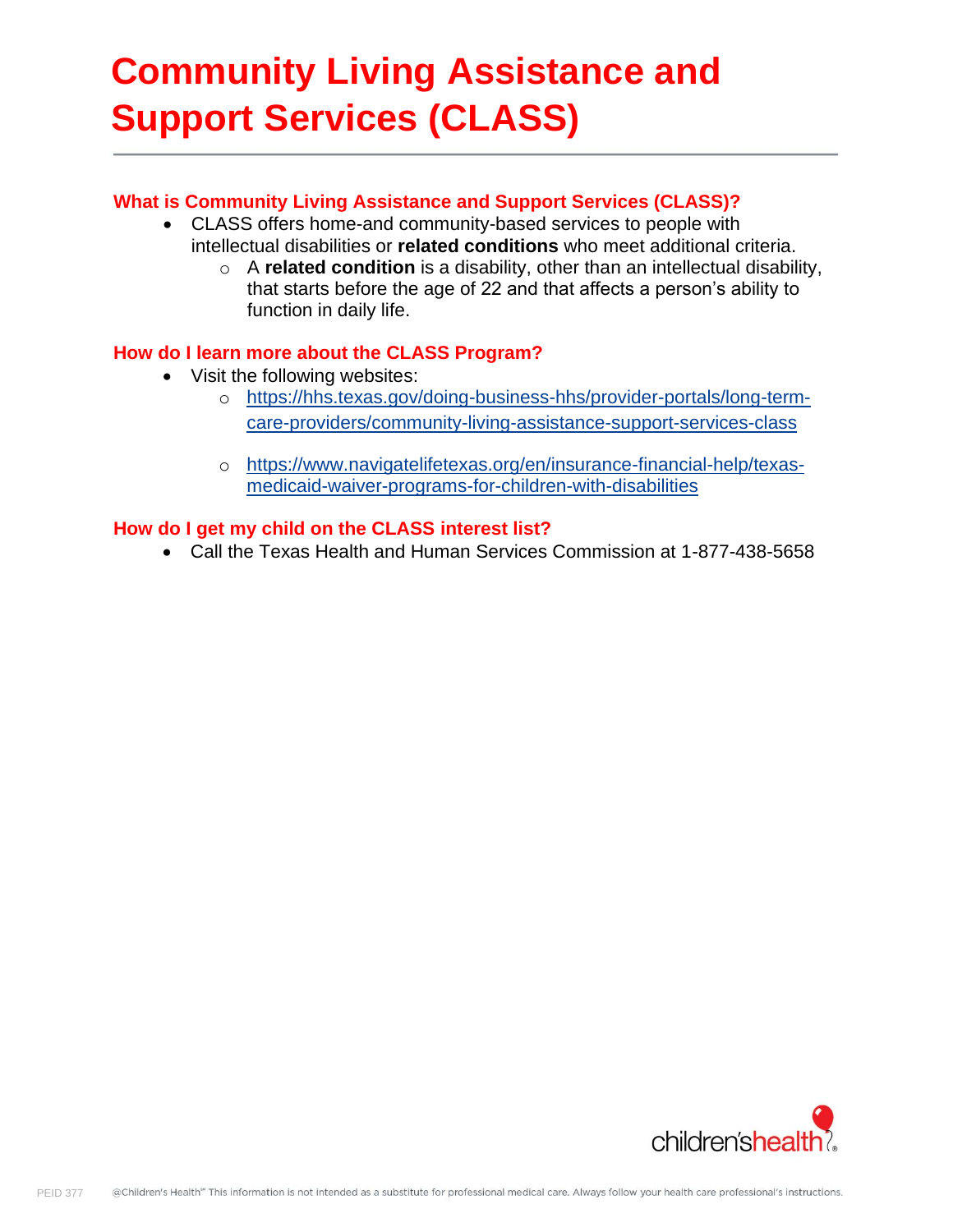# Community Living Assistance and Support Services (CLASS)

## What is Community Living Assistance and Support Services (CLASS)?

- CLASS offers home-and community-based services to people with intellectual disabilities or **related conditions** who meet additional criteria.
  - A **related condition** is a disability, other than an intellectual disability, that starts before the age of 22 and that affects a person's ability to function in daily life.

## How do I learn more about the CLASS Program?

- Visit the following websites:
  - https://hhs.texas.gov/doing-business-hhs/provider-portals/long-term-care-providers/community-living-assistance-support-services-class
  - https://www.navigatelifetexas.org/en/insurance-financial-help/texas-medicaid-waiver-programs-for-children-with-disabilities

## How do I get my child on the CLASS interest list?

- Call the Texas Health and Human Services Commission at 1-877-438-5658

PEID 377 @Children's Health℠ This information is not intended as a substitute for professional medical care. Always follow your health care professional's instructions.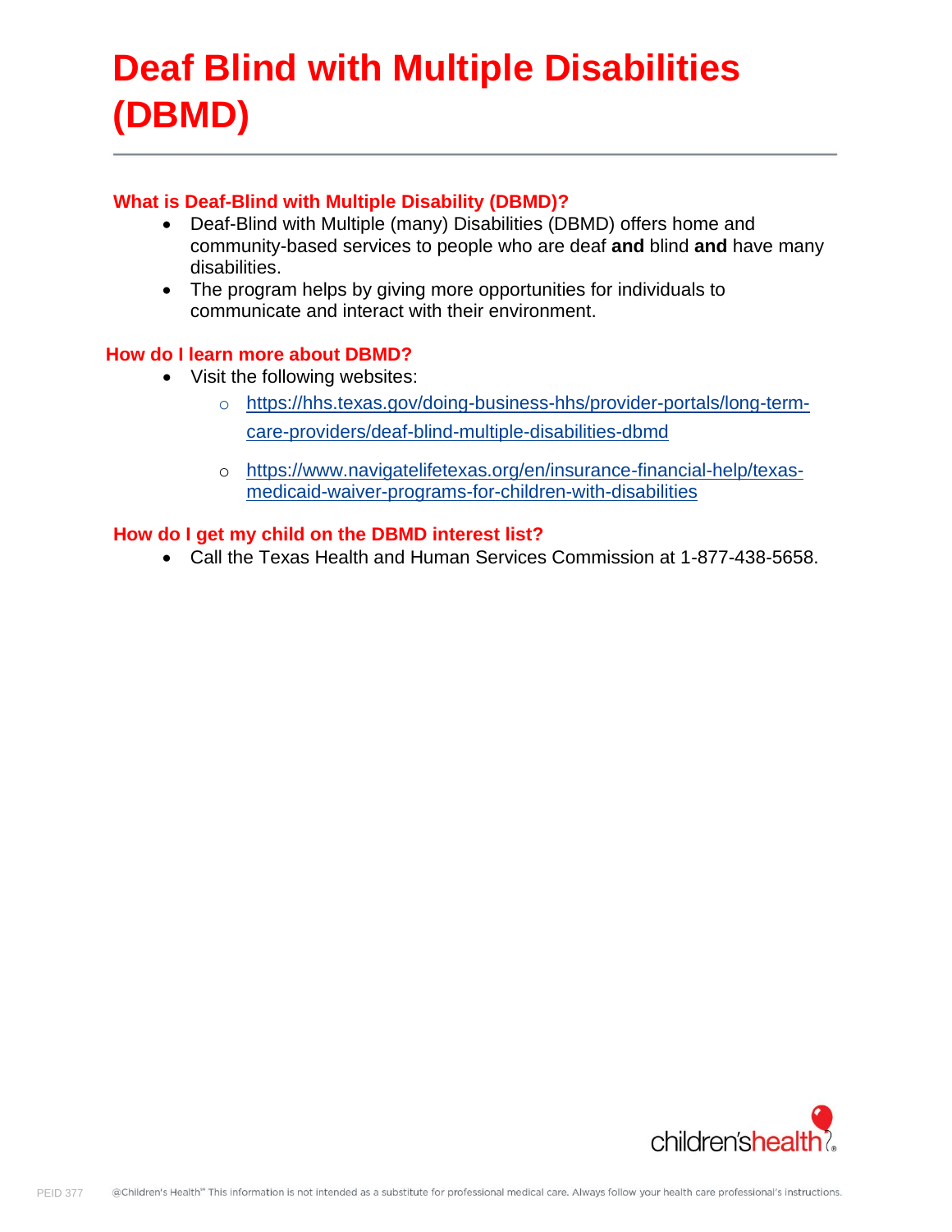# Deaf Blind with Multiple Disabilities (DBMD)

### What is Deaf-Blind with Multiple Disability (DBMD)?

- Deaf-Blind with Multiple (many) Disabilities (DBMD) offers home and community-based services to people who are deaf **and** blind **and** have many disabilities.
- The program helps by giving more opportunities for individuals to communicate and interact with their environment.

### How do I learn more about DBMD?

- Visit the following websites:
  - https://hhs.texas.gov/doing-business-hhs/provider-portals/long-term-care-providers/deaf-blind-multiple-disabilities-dbmd
  - https://www.navigatelifetexas.org/en/insurance-financial-help/texas-medicaid-waiver-programs-for-children-with-disabilities

### How do I get my child on the DBMD interest list?

- Call the Texas Health and Human Services Commission at 1-877-438-5658.

PEID 377 @Children's Health℠ This information is not intended as a substitute for professional medical care. Always follow your health care professional's instructions.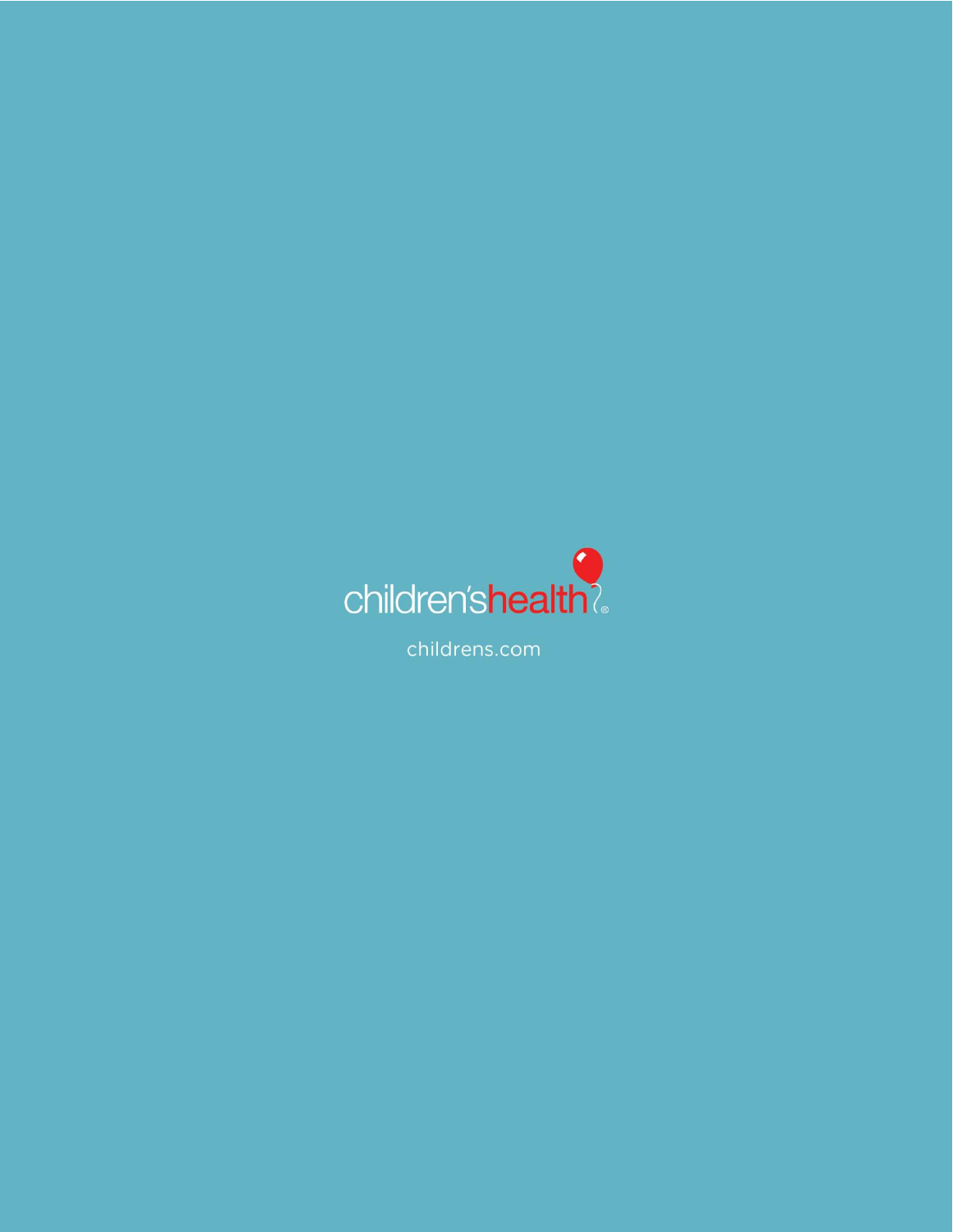children'shealth®

childrens.com